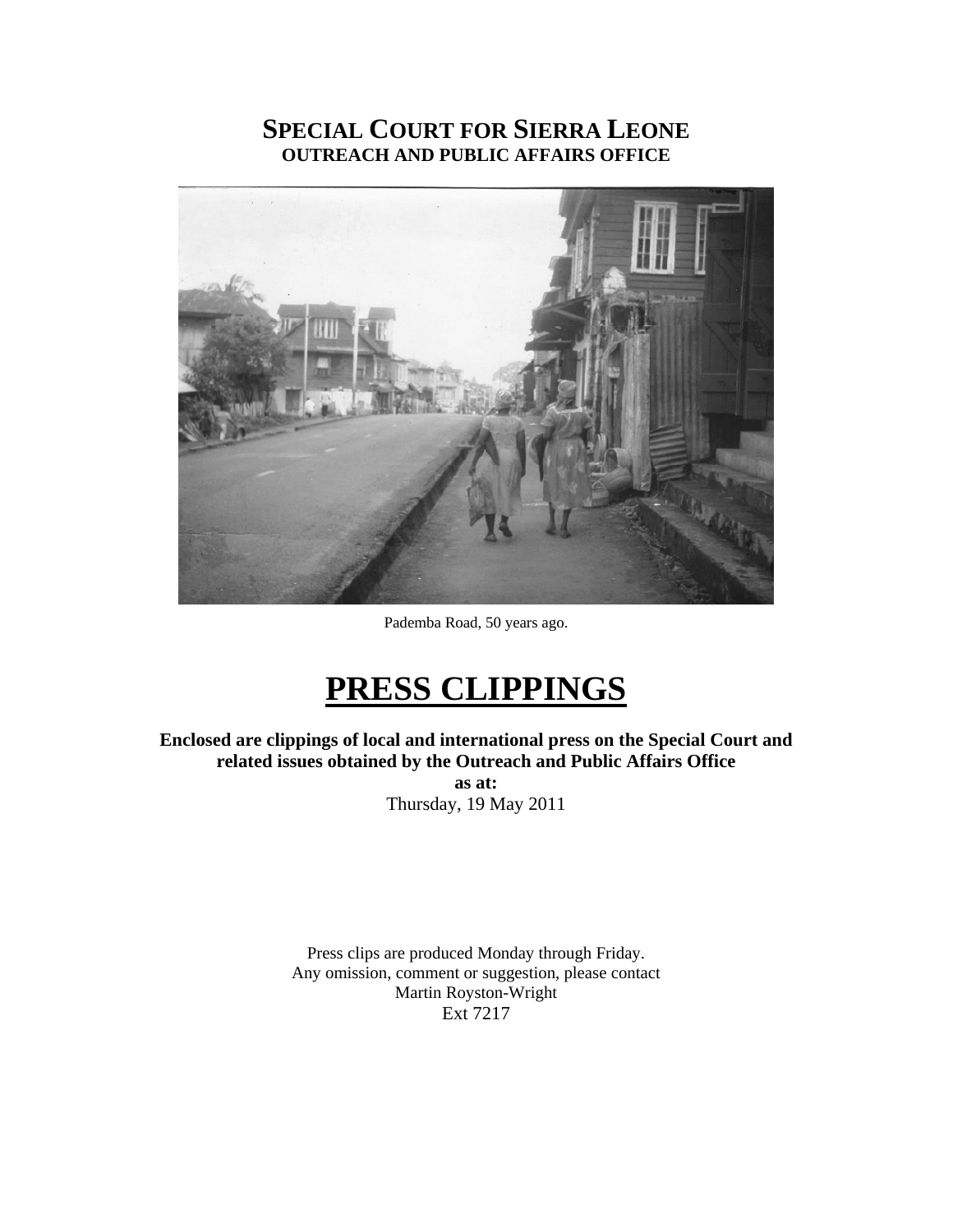# SPECIAL COURT FOR SIERRA LEONE
## OUTREACH AND PUBLIC AFFAIRS OFFICE

Pademba Road, 50 years ago.

# PRESS CLIPPINGS

**Enclosed are clippings of local and international press on the Special Court and related issues obtained by the Outreach and Public Affairs Office**
**as at:**
Thursday, 19 May 2011

Press clips are produced Monday through Friday.
Any omission, comment or suggestion, please contact
Martin Royston-Wright
Ext 7217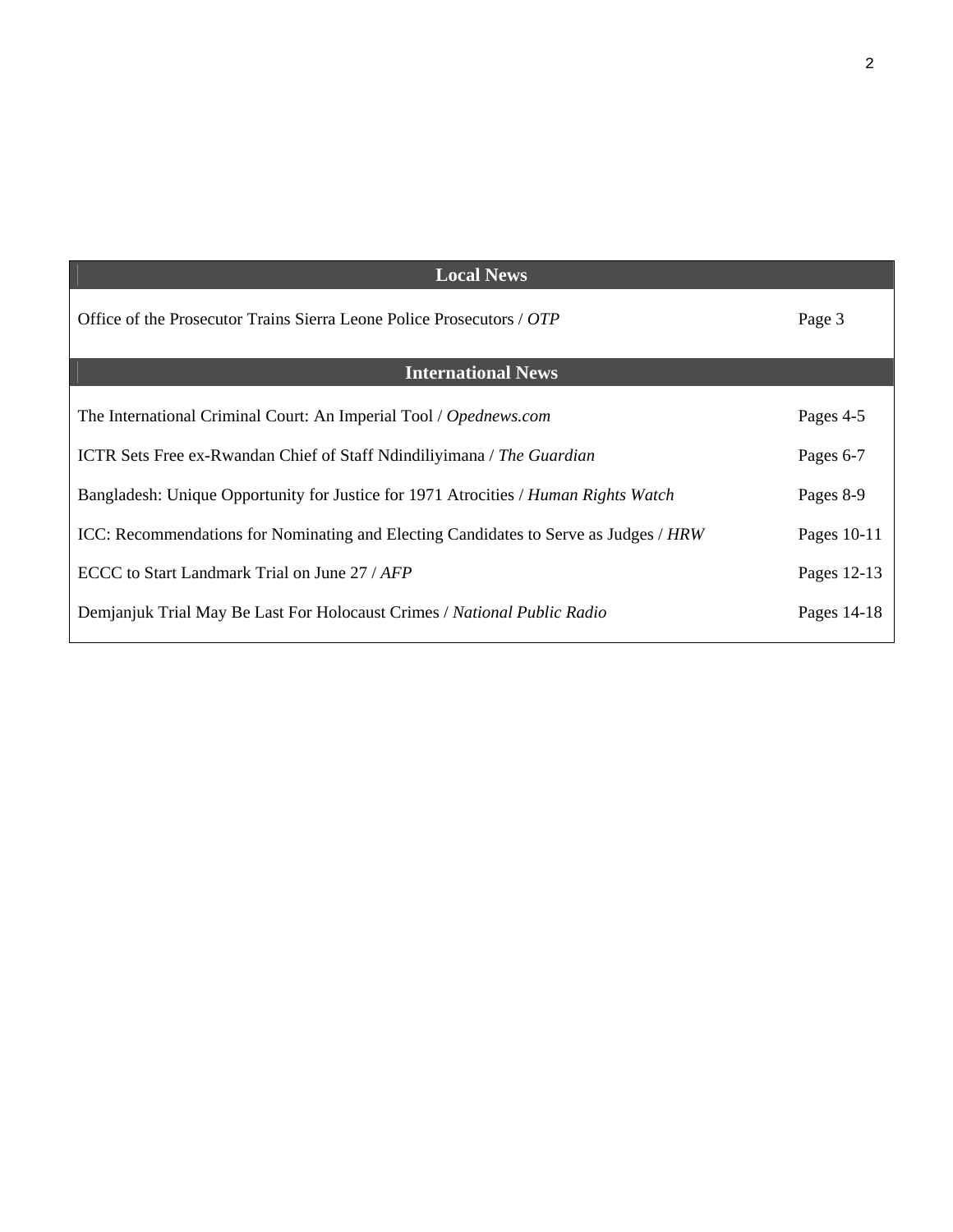| Local News | |
|---|---|
| Office of the Prosecutor Trains Sierra Leone Police Prosecutors / *OTP* | Page 3 |
| **International News** | |
| The International Criminal Court: An Imperial Tool / *Opednews.com* | Pages 4-5 |
| ICTR Sets Free ex-Rwandan Chief of Staff Ndindiliyimana / *The Guardian* | Pages 6-7 |
| Bangladesh: Unique Opportunity for Justice for 1971 Atrocities / *Human Rights Watch* | Pages 8-9 |
| ICC: Recommendations for Nominating and Electing Candidates to Serve as Judges / *HRW* | Pages 10-11 |
| ECCC to Start Landmark Trial on June 27 / *AFP* | Pages 12-13 |
| Demjanjuk Trial May Be Last For Holocaust Crimes / *National Public Radio* | Pages 14-18 |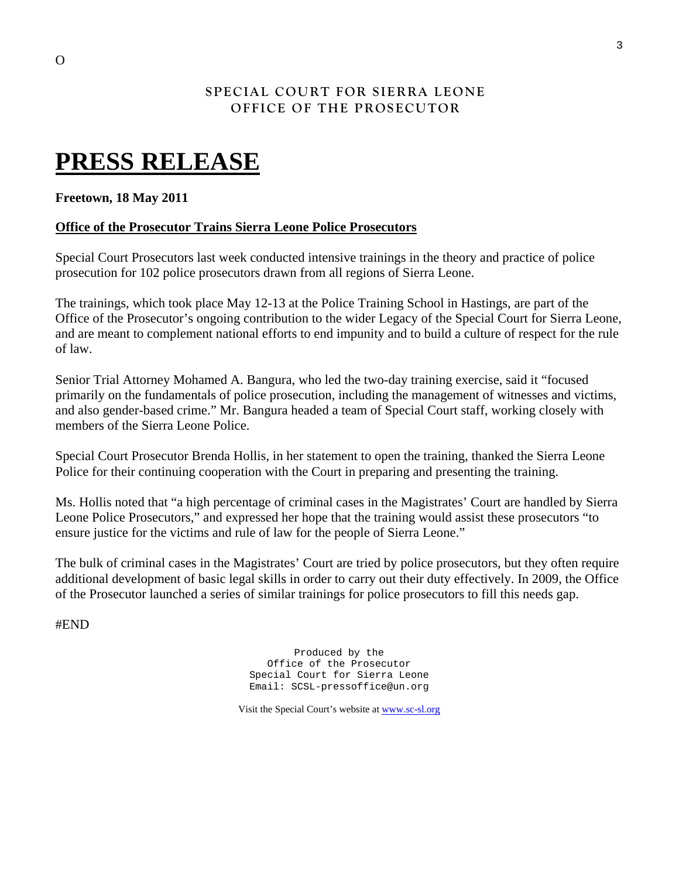O

SPECIAL COURT FOR SIERRA LEONE
OFFICE OF THE PROSECUTOR

# PRESS RELEASE

**Freetown, 18 May 2011**

**Office of the Prosecutor Trains Sierra Leone Police Prosecutors**

Special Court Prosecutors last week conducted intensive trainings in the theory and practice of police prosecution for 102 police prosecutors drawn from all regions of Sierra Leone.

The trainings, which took place May 12-13 at the Police Training School in Hastings, are part of the Office of the Prosecutor's ongoing contribution to the wider Legacy of the Special Court for Sierra Leone, and are meant to complement national efforts to end impunity and to build a culture of respect for the rule of law.

Senior Trial Attorney Mohamed A. Bangura, who led the two-day training exercise, said it "focused primarily on the fundamentals of police prosecution, including the management of witnesses and victims, and also gender-based crime." Mr. Bangura headed a team of Special Court staff, working closely with members of the Sierra Leone Police.

Special Court Prosecutor Brenda Hollis, in her statement to open the training, thanked the Sierra Leone Police for their continuing cooperation with the Court in preparing and presenting the training.

Ms. Hollis noted that "a high percentage of criminal cases in the Magistrates' Court are handled by Sierra Leone Police Prosecutors," and expressed her hope that the training would assist these prosecutors "to ensure justice for the victims and rule of law for the people of Sierra Leone."

The bulk of criminal cases in the Magistrates' Court are tried by police prosecutors, but they often require additional development of basic legal skills in order to carry out their duty effectively. In 2009, the Office of the Prosecutor launched a series of similar trainings for police prosecutors to fill this needs gap.

#END

Produced by the
Office of the Prosecutor
Special Court for Sierra Leone
Email: SCSL-pressoffice@un.org

Visit the Special Court's website at www.sc-sl.org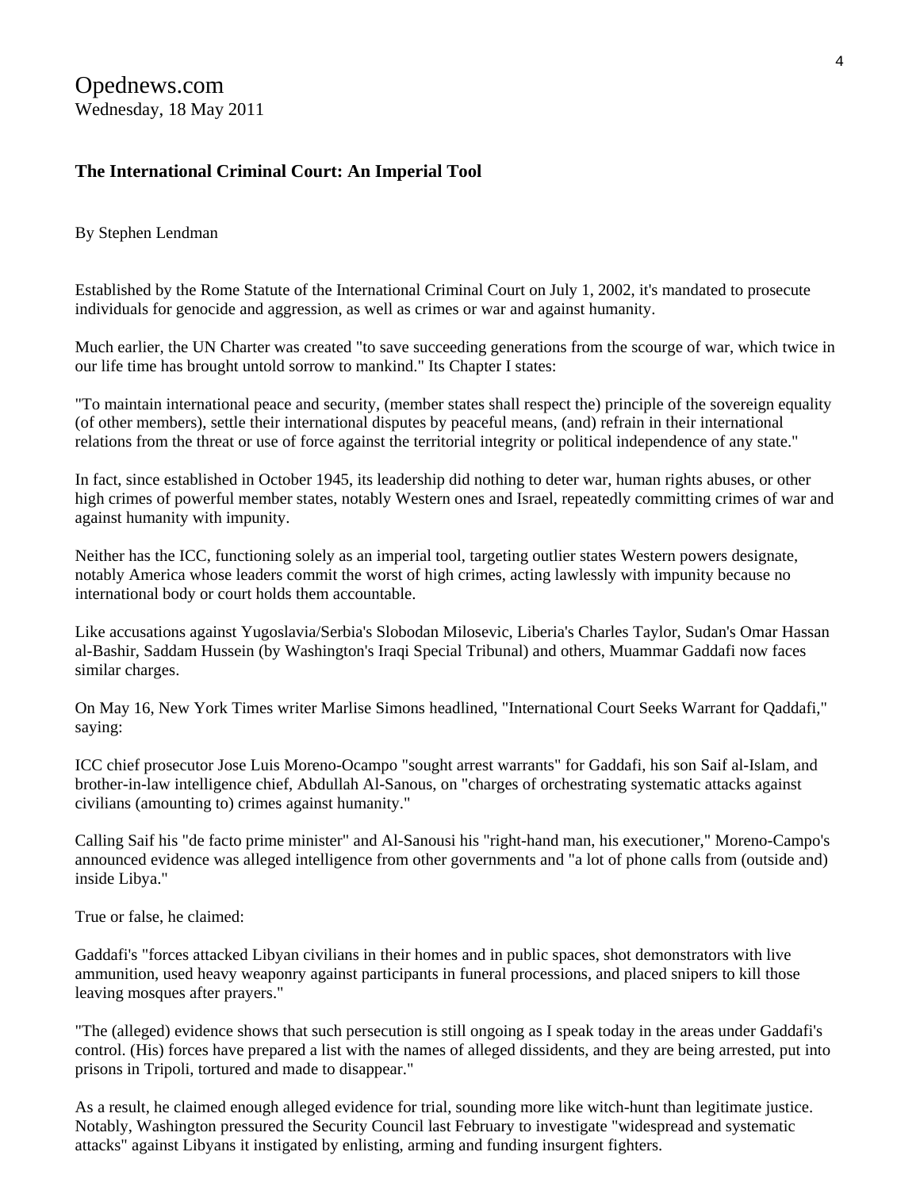Opednews.com
Wednesday, 18 May 2011

### The International Criminal Court: An Imperial Tool

By Stephen Lendman

Established by the Rome Statute of the International Criminal Court on July 1, 2002, it's mandated to prosecute individuals for genocide and aggression, as well as crimes or war and against humanity.

Much earlier, the UN Charter was created "to save succeeding generations from the scourge of war, which twice in our life time has brought untold sorrow to mankind." Its Chapter I states:

"To maintain international peace and security, (member states shall respect the) principle of the sovereign equality (of other members), settle their international disputes by peaceful means, (and) refrain in their international relations from the threat or use of force against the territorial integrity or political independence of any state."

In fact, since established in October 1945, its leadership did nothing to deter war, human rights abuses, or other high crimes of powerful member states, notably Western ones and Israel, repeatedly committing crimes of war and against humanity with impunity.

Neither has the ICC, functioning solely as an imperial tool, targeting outlier states Western powers designate, notably America whose leaders commit the worst of high crimes, acting lawlessly with impunity because no international body or court holds them accountable.

Like accusations against Yugoslavia/Serbia's Slobodan Milosevic, Liberia's Charles Taylor, Sudan's Omar Hassan al-Bashir, Saddam Hussein (by Washington's Iraqi Special Tribunal) and others, Muammar Gaddafi now faces similar charges.

On May 16, New York Times writer Marlise Simons headlined, "International Court Seeks Warrant for Qaddafi," saying:

ICC chief prosecutor Jose Luis Moreno-Ocampo "sought arrest warrants" for Gaddafi, his son Saif al-Islam, and brother-in-law intelligence chief, Abdullah Al-Sanous, on "charges of orchestrating systematic attacks against civilians (amounting to) crimes against humanity."

Calling Saif his "de facto prime minister" and Al-Sanousi his "right-hand man, his executioner," Moreno-Campo's announced evidence was alleged intelligence from other governments and "a lot of phone calls from (outside and) inside Libya."

True or false, he claimed:

Gaddafi's "forces attacked Libyan civilians in their homes and in public spaces, shot demonstrators with live ammunition, used heavy weaponry against participants in funeral processions, and placed snipers to kill those leaving mosques after prayers."

"The (alleged) evidence shows that such persecution is still ongoing as I speak today in the areas under Gaddafi's control. (His) forces have prepared a list with the names of alleged dissidents, and they are being arrested, put into prisons in Tripoli, tortured and made to disappear."

As a result, he claimed enough alleged evidence for trial, sounding more like witch-hunt than legitimate justice. Notably, Washington pressured the Security Council last February to investigate "widespread and systematic attacks" against Libyans it instigated by enlisting, arming and funding insurgent fighters.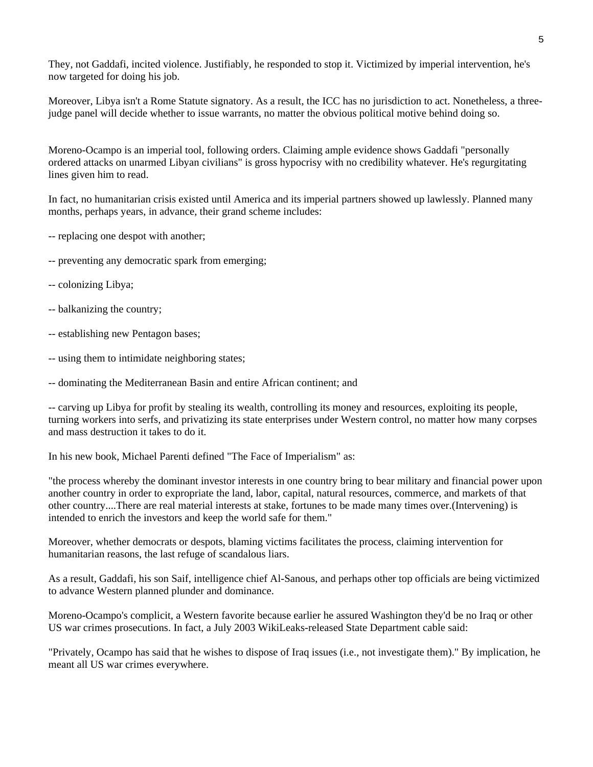They, not Gaddafi, incited violence. Justifiably, he responded to stop it. Victimized by imperial intervention, he's now targeted for doing his job.

Moreover, Libya isn't a Rome Statute signatory. As a result, the ICC has no jurisdiction to act. Nonetheless, a three-judge panel will decide whether to issue warrants, no matter the obvious political motive behind doing so.

Moreno-Ocampo is an imperial tool, following orders. Claiming ample evidence shows Gaddafi "personally ordered attacks on unarmed Libyan civilians" is gross hypocrisy with no credibility whatever. He's regurgitating lines given him to read.

In fact, no humanitarian crisis existed until America and its imperial partners showed up lawlessly. Planned many months, perhaps years, in advance, their grand scheme includes:

-- replacing one despot with another;

-- preventing any democratic spark from emerging;

-- colonizing Libya;

-- balkanizing the country;

-- establishing new Pentagon bases;

-- using them to intimidate neighboring states;

-- dominating the Mediterranean Basin and entire African continent; and

-- carving up Libya for profit by stealing its wealth, controlling its money and resources, exploiting its people, turning workers into serfs, and privatizing its state enterprises under Western control, no matter how many corpses and mass destruction it takes to do it.

In his new book, Michael Parenti defined "The Face of Imperialism" as:

"the process whereby the dominant investor interests in one country bring to bear military and financial power upon another country in order to expropriate the land, labor, capital, natural resources, commerce, and markets of that other country....There are real material interests at stake, fortunes to be made many times over.(Intervening) is intended to enrich the investors and keep the world safe for them."

Moreover, whether democrats or despots, blaming victims facilitates the process, claiming intervention for humanitarian reasons, the last refuge of scandalous liars.

As a result, Gaddafi, his son Saif, intelligence chief Al-Sanous, and perhaps other top officials are being victimized to advance Western planned plunder and dominance.

Moreno-Ocampo's complicit, a Western favorite because earlier he assured Washington they'd be no Iraq or other US war crimes prosecutions. In fact, a July 2003 WikiLeaks-released State Department cable said:

"Privately, Ocampo has said that he wishes to dispose of Iraq issues (i.e., not investigate them)." By implication, he meant all US war crimes everywhere.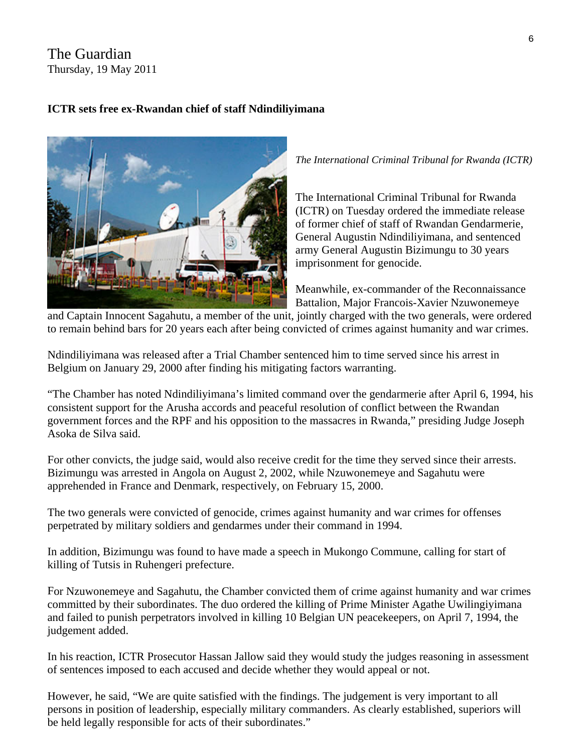The Guardian
Thursday, 19 May 2011

**ICTR sets free ex-Rwandan chief of staff Ndindiliyimana**

*The International Criminal Tribunal for Rwanda (ICTR)*

The International Criminal Tribunal for Rwanda (ICTR) on Tuesday ordered the immediate release of former chief of staff of Rwandan Gendarmerie, General Augustin Ndindiliyimana, and sentenced army General Augustin Bizimungu to 30 years imprisonment for genocide.

Meanwhile, ex-commander of the Reconnaissance Battalion, Major Francois-Xavier Nzuwonemeye and Captain Innocent Sagahutu, a member of the unit, jointly charged with the two generals, were ordered to remain behind bars for 20 years each after being convicted of crimes against humanity and war crimes.

Ndindiliyimana was released after a Trial Chamber sentenced him to time served since his arrest in Belgium on January 29, 2000 after finding his mitigating factors warranting.

"The Chamber has noted Ndindiliyimana's limited command over the gendarmerie after April 6, 1994, his consistent support for the Arusha accords and peaceful resolution of conflict between the Rwandan government forces and the RPF and his opposition to the massacres in Rwanda," presiding Judge Joseph Asoka de Silva said.

For other convicts, the judge said, would also receive credit for the time they served since their arrests. Bizimungu was arrested in Angola on August 2, 2002, while Nzuwonemeye and Sagahutu were apprehended in France and Denmark, respectively, on February 15, 2000.

The two generals were convicted of genocide, crimes against humanity and war crimes for offenses perpetrated by military soldiers and gendarmes under their command in 1994.

In addition, Bizimungu was found to have made a speech in Mukongo Commune, calling for start of killing of Tutsis in Ruhengeri prefecture.

For Nzuwonemeye and Sagahutu, the Chamber convicted them of crime against humanity and war crimes committed by their subordinates. The duo ordered the killing of Prime Minister Agathe Uwilingiyimana and failed to punish perpetrators involved in killing 10 Belgian UN peacekeepers, on April 7, 1994, the judgement added.

In his reaction, ICTR Prosecutor Hassan Jallow said they would study the judges reasoning in assessment of sentences imposed to each accused and decide whether they would appeal or not.

However, he said, "We are quite satisfied with the findings. The judgement is very important to all persons in position of leadership, especially military commanders. As clearly established, superiors will be held legally responsible for acts of their subordinates."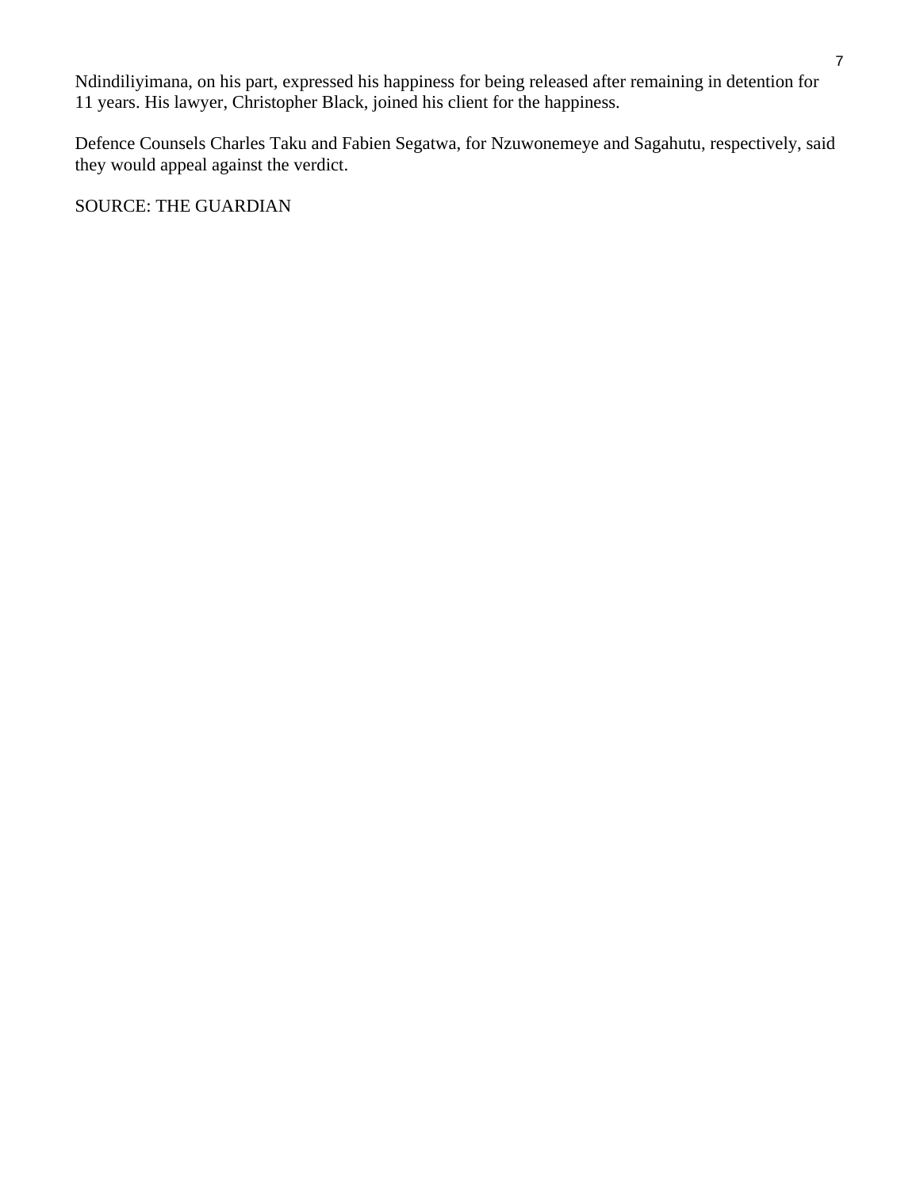Ndindiliyimana, on his part, expressed his happiness for being released after remaining in detention for 11 years. His lawyer, Christopher Black, joined his client for the happiness.

Defence Counsels Charles Taku and Fabien Segatwa, for Nzuwonemeye and Sagahutu, respectively, said they would appeal against the verdict.

SOURCE: THE GUARDIAN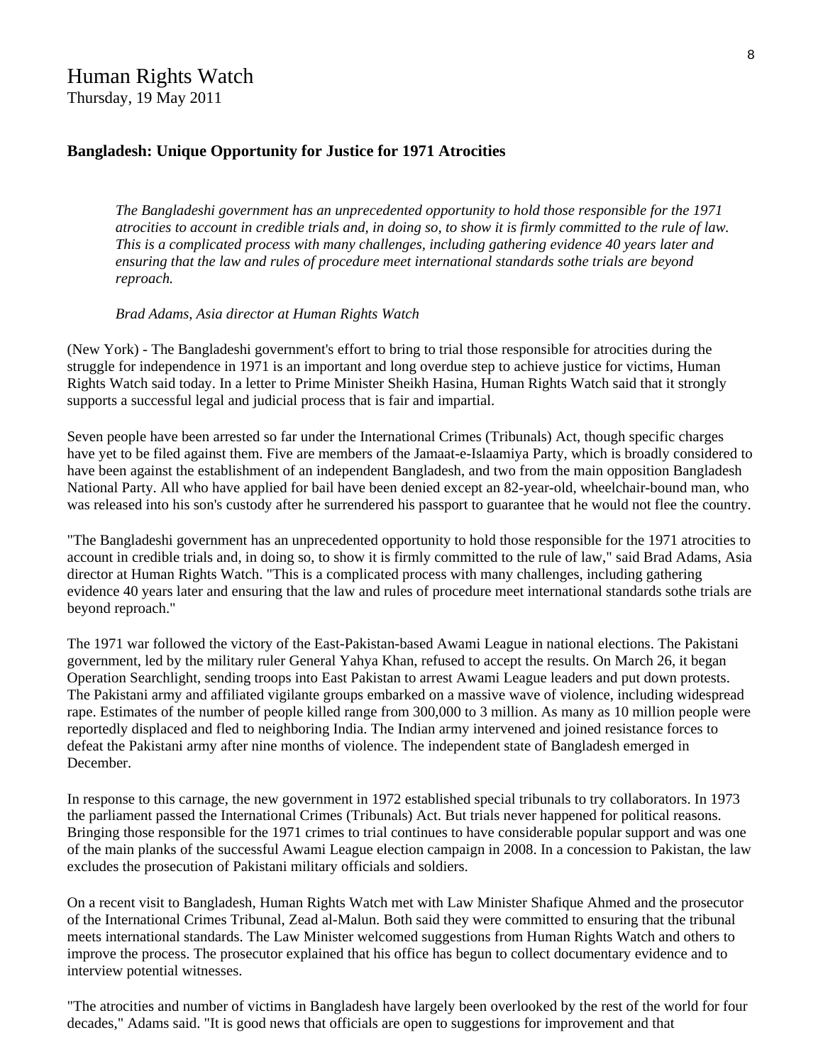# Human Rights Watch

Thursday, 19 May 2011

### Bangladesh: Unique Opportunity for Justice for 1971 Atrocities

> *The Bangladeshi government has an unprecedented opportunity to hold those responsible for the 1971 atrocities to account in credible trials and, in doing so, to show it is firmly committed to the rule of law. This is a complicated process with many challenges, including gathering evidence 40 years later and ensuring that the law and rules of procedure meet international standards sothe trials are beyond reproach.*
>
> *Brad Adams, Asia director at Human Rights Watch*

(New York) - The Bangladeshi government's effort to bring to trial those responsible for atrocities during the struggle for independence in 1971 is an important and long overdue step to achieve justice for victims, Human Rights Watch said today. In a letter to Prime Minister Sheikh Hasina, Human Rights Watch said that it strongly supports a successful legal and judicial process that is fair and impartial.

Seven people have been arrested so far under the International Crimes (Tribunals) Act, though specific charges have yet to be filed against them. Five are members of the Jamaat-e-Islaamiya Party, which is broadly considered to have been against the establishment of an independent Bangladesh, and two from the main opposition Bangladesh National Party. All who have applied for bail have been denied except an 82-year-old, wheelchair-bound man, who was released into his son's custody after he surrendered his passport to guarantee that he would not flee the country.

"The Bangladeshi government has an unprecedented opportunity to hold those responsible for the 1971 atrocities to account in credible trials and, in doing so, to show it is firmly committed to the rule of law," said Brad Adams, Asia director at Human Rights Watch. "This is a complicated process with many challenges, including gathering evidence 40 years later and ensuring that the law and rules of procedure meet international standards sothe trials are beyond reproach."

The 1971 war followed the victory of the East-Pakistan-based Awami League in national elections. The Pakistani government, led by the military ruler General Yahya Khan, refused to accept the results. On March 26, it began Operation Searchlight, sending troops into East Pakistan to arrest Awami League leaders and put down protests. The Pakistani army and affiliated vigilante groups embarked on a massive wave of violence, including widespread rape. Estimates of the number of people killed range from 300,000 to 3 million. As many as 10 million people were reportedly displaced and fled to neighboring India. The Indian army intervened and joined resistance forces to defeat the Pakistani army after nine months of violence. The independent state of Bangladesh emerged in December.

In response to this carnage, the new government in 1972 established special tribunals to try collaborators. In 1973 the parliament passed the International Crimes (Tribunals) Act. But trials never happened for political reasons. Bringing those responsible for the 1971 crimes to trial continues to have considerable popular support and was one of the main planks of the successful Awami League election campaign in 2008. In a concession to Pakistan, the law excludes the prosecution of Pakistani military officials and soldiers.

On a recent visit to Bangladesh, Human Rights Watch met with Law Minister Shafique Ahmed and the prosecutor of the International Crimes Tribunal, Zead al-Malun. Both said they were committed to ensuring that the tribunal meets international standards. The Law Minister welcomed suggestions from Human Rights Watch and others to improve the process. The prosecutor explained that his office has begun to collect documentary evidence and to interview potential witnesses.

"The atrocities and number of victims in Bangladesh have largely been overlooked by the rest of the world for four decades," Adams said. "It is good news that officials are open to suggestions for improvement and that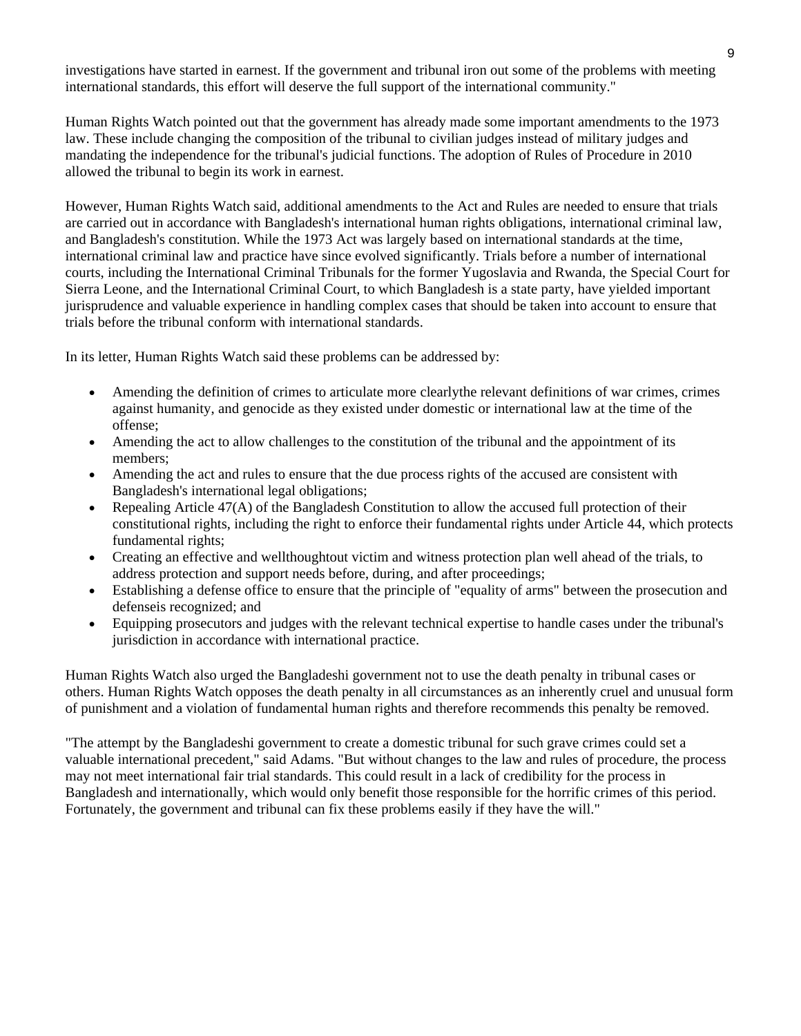investigations have started in earnest. If the government and tribunal iron out some of the problems with meeting international standards, this effort will deserve the full support of the international community."

Human Rights Watch pointed out that the government has already made some important amendments to the 1973 law. These include changing the composition of the tribunal to civilian judges instead of military judges and mandating the independence for the tribunal's judicial functions. The adoption of Rules of Procedure in 2010 allowed the tribunal to begin its work in earnest.

However, Human Rights Watch said, additional amendments to the Act and Rules are needed to ensure that trials are carried out in accordance with Bangladesh's international human rights obligations, international criminal law, and Bangladesh's constitution. While the 1973 Act was largely based on international standards at the time, international criminal law and practice have since evolved significantly. Trials before a number of international courts, including the International Criminal Tribunals for the former Yugoslavia and Rwanda, the Special Court for Sierra Leone, and the International Criminal Court, to which Bangladesh is a state party, have yielded important jurisprudence and valuable experience in handling complex cases that should be taken into account to ensure that trials before the tribunal conform with international standards.

In its letter, Human Rights Watch said these problems can be addressed by:

- Amending the definition of crimes to articulate more clearlythe relevant definitions of war crimes, crimes against humanity, and genocide as they existed under domestic or international law at the time of the offense;
- Amending the act to allow challenges to the constitution of the tribunal and the appointment of its members;
- Amending the act and rules to ensure that the due process rights of the accused are consistent with Bangladesh's international legal obligations;
- Repealing Article 47(A) of the Bangladesh Constitution to allow the accused full protection of their constitutional rights, including the right to enforce their fundamental rights under Article 44, which protects fundamental rights;
- Creating an effective and wellthoughtout victim and witness protection plan well ahead of the trials, to address protection and support needs before, during, and after proceedings;
- Establishing a defense office to ensure that the principle of "equality of arms" between the prosecution and defenseis recognized; and
- Equipping prosecutors and judges with the relevant technical expertise to handle cases under the tribunal's jurisdiction in accordance with international practice.

Human Rights Watch also urged the Bangladeshi government not to use the death penalty in tribunal cases or others. Human Rights Watch opposes the death penalty in all circumstances as an inherently cruel and unusual form of punishment and a violation of fundamental human rights and therefore recommends this penalty be removed.

"The attempt by the Bangladeshi government to create a domestic tribunal for such grave crimes could set a valuable international precedent," said Adams. "But without changes to the law and rules of procedure, the process may not meet international fair trial standards. This could result in a lack of credibility for the process in Bangladesh and internationally, which would only benefit those responsible for the horrific crimes of this period. Fortunately, the government and tribunal can fix these problems easily if they have the will."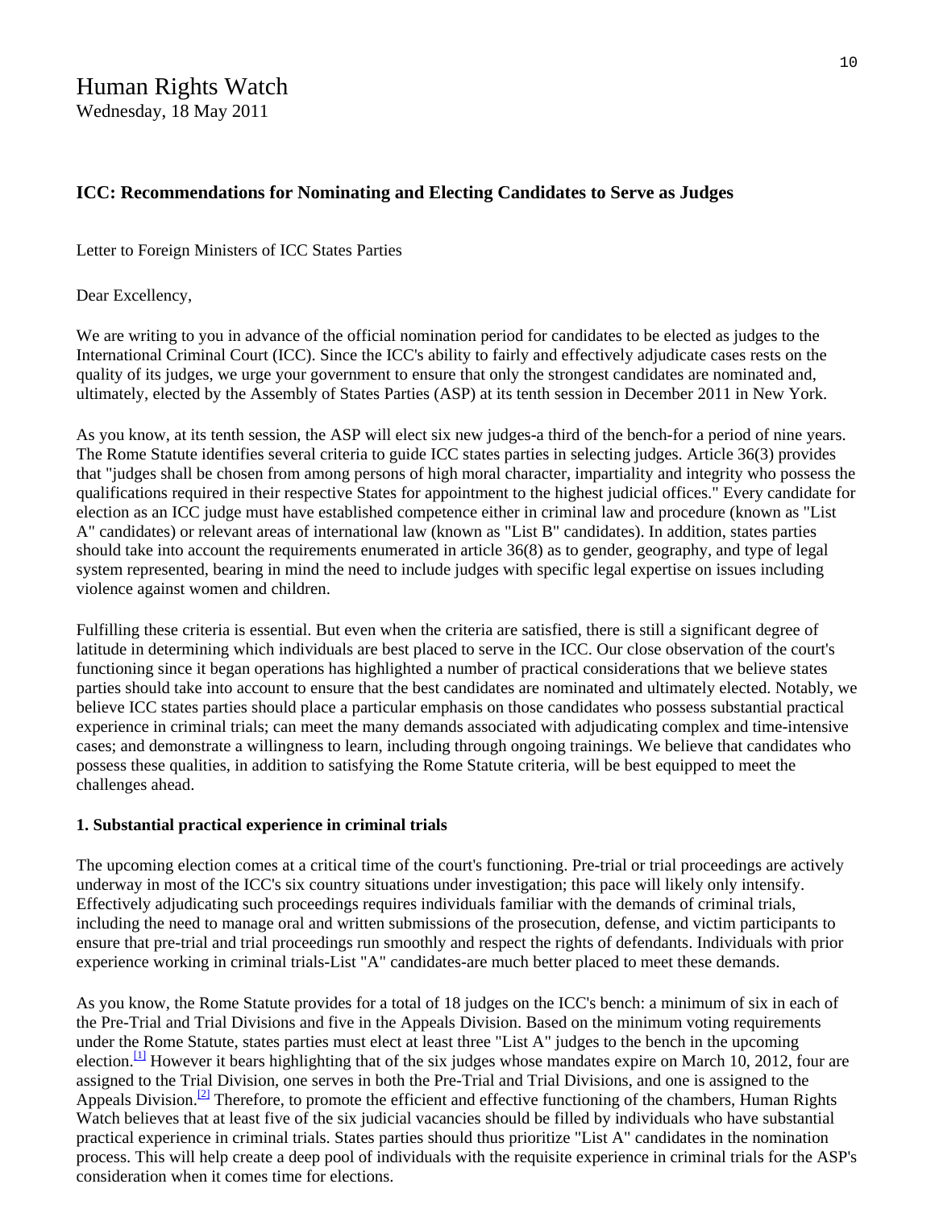# Human Rights Watch

Wednesday, 18 May 2011

### ICC: Recommendations for Nominating and Electing Candidates to Serve as Judges

Letter to Foreign Ministers of ICC States Parties

Dear Excellency,

We are writing to you in advance of the official nomination period for candidates to be elected as judges to the International Criminal Court (ICC). Since the ICC's ability to fairly and effectively adjudicate cases rests on the quality of its judges, we urge your government to ensure that only the strongest candidates are nominated and, ultimately, elected by the Assembly of States Parties (ASP) at its tenth session in December 2011 in New York.

As you know, at its tenth session, the ASP will elect six new judges-a third of the bench-for a period of nine years. The Rome Statute identifies several criteria to guide ICC states parties in selecting judges. Article 36(3) provides that "judges shall be chosen from among persons of high moral character, impartiality and integrity who possess the qualifications required in their respective States for appointment to the highest judicial offices." Every candidate for election as an ICC judge must have established competence either in criminal law and procedure (known as "List A" candidates) or relevant areas of international law (known as "List B" candidates). In addition, states parties should take into account the requirements enumerated in article 36(8) as to gender, geography, and type of legal system represented, bearing in mind the need to include judges with specific legal expertise on issues including violence against women and children.

Fulfilling these criteria is essential. But even when the criteria are satisfied, there is still a significant degree of latitude in determining which individuals are best placed to serve in the ICC. Our close observation of the court's functioning since it began operations has highlighted a number of practical considerations that we believe states parties should take into account to ensure that the best candidates are nominated and ultimately elected. Notably, we believe ICC states parties should place a particular emphasis on those candidates who possess substantial practical experience in criminal trials; can meet the many demands associated with adjudicating complex and time-intensive cases; and demonstrate a willingness to learn, including through ongoing trainings. We believe that candidates who possess these qualities, in addition to satisfying the Rome Statute criteria, will be best equipped to meet the challenges ahead.

#### 1. Substantial practical experience in criminal trials

The upcoming election comes at a critical time of the court's functioning. Pre-trial or trial proceedings are actively underway in most of the ICC's six country situations under investigation; this pace will likely only intensify. Effectively adjudicating such proceedings requires individuals familiar with the demands of criminal trials, including the need to manage oral and written submissions of the prosecution, defense, and victim participants to ensure that pre-trial and trial proceedings run smoothly and respect the rights of defendants. Individuals with prior experience working in criminal trials-List "A" candidates-are much better placed to meet these demands.

As you know, the Rome Statute provides for a total of 18 judges on the ICC's bench: a minimum of six in each of the Pre-Trial and Trial Divisions and five in the Appeals Division. Based on the minimum voting requirements under the Rome Statute, states parties must elect at least three "List A" judges to the bench in the upcoming election.[1] However it bears highlighting that of the six judges whose mandates expire on March 10, 2012, four are assigned to the Trial Division, one serves in both the Pre-Trial and Trial Divisions, and one is assigned to the Appeals Division.[2] Therefore, to promote the efficient and effective functioning of the chambers, Human Rights Watch believes that at least five of the six judicial vacancies should be filled by individuals who have substantial practical experience in criminal trials. States parties should thus prioritize "List A" candidates in the nomination process. This will help create a deep pool of individuals with the requisite experience in criminal trials for the ASP's consideration when it comes time for elections.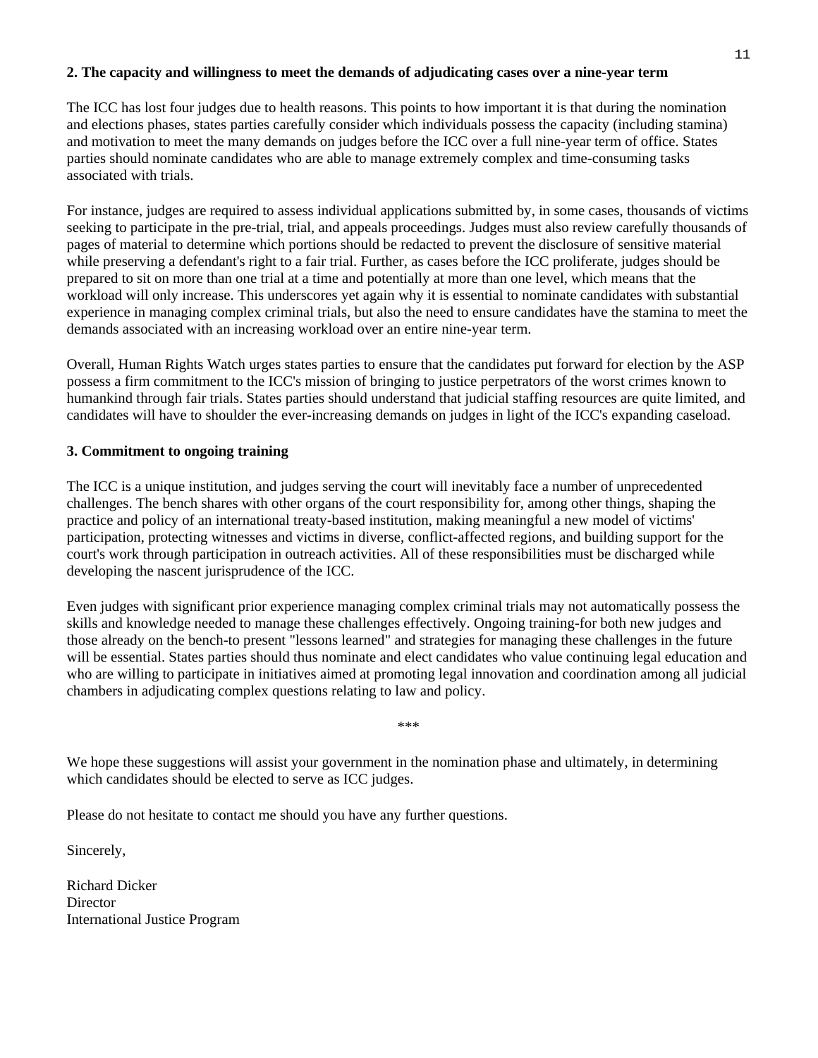**2. The capacity and willingness to meet the demands of adjudicating cases over a nine-year term**

The ICC has lost four judges due to health reasons. This points to how important it is that during the nomination and elections phases, states parties carefully consider which individuals possess the capacity (including stamina) and motivation to meet the many demands on judges before the ICC over a full nine-year term of office. States parties should nominate candidates who are able to manage extremely complex and time-consuming tasks associated with trials.

For instance, judges are required to assess individual applications submitted by, in some cases, thousands of victims seeking to participate in the pre-trial, trial, and appeals proceedings. Judges must also review carefully thousands of pages of material to determine which portions should be redacted to prevent the disclosure of sensitive material while preserving a defendant's right to a fair trial. Further, as cases before the ICC proliferate, judges should be prepared to sit on more than one trial at a time and potentially at more than one level, which means that the workload will only increase. This underscores yet again why it is essential to nominate candidates with substantial experience in managing complex criminal trials, but also the need to ensure candidates have the stamina to meet the demands associated with an increasing workload over an entire nine-year term.

Overall, Human Rights Watch urges states parties to ensure that the candidates put forward for election by the ASP possess a firm commitment to the ICC's mission of bringing to justice perpetrators of the worst crimes known to humankind through fair trials. States parties should understand that judicial staffing resources are quite limited, and candidates will have to shoulder the ever-increasing demands on judges in light of the ICC's expanding caseload.

**3. Commitment to ongoing training**

The ICC is a unique institution, and judges serving the court will inevitably face a number of unprecedented challenges. The bench shares with other organs of the court responsibility for, among other things, shaping the practice and policy of an international treaty-based institution, making meaningful a new model of victims' participation, protecting witnesses and victims in diverse, conflict-affected regions, and building support for the court's work through participation in outreach activities. All of these responsibilities must be discharged while developing the nascent jurisprudence of the ICC.

Even judges with significant prior experience managing complex criminal trials may not automatically possess the skills and knowledge needed to manage these challenges effectively. Ongoing training-for both new judges and those already on the bench-to present "lessons learned" and strategies for managing these challenges in the future will be essential. States parties should thus nominate and elect candidates who value continuing legal education and who are willing to participate in initiatives aimed at promoting legal innovation and coordination among all judicial chambers in adjudicating complex questions relating to law and policy.

\*\*\*

We hope these suggestions will assist your government in the nomination phase and ultimately, in determining which candidates should be elected to serve as ICC judges.

Please do not hesitate to contact me should you have any further questions.

Sincerely,

Richard Dicker
Director
International Justice Program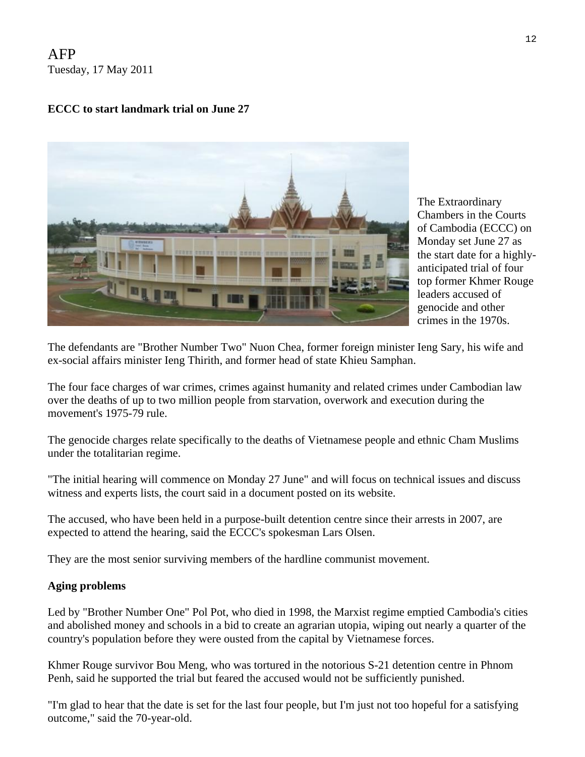AFP
Tuesday, 17 May 2011

**ECCC to start landmark trial on June 27**

The Extraordinary Chambers in the Courts of Cambodia (ECCC) on Monday set June 27 as the start date for a highly-anticipated trial of four top former Khmer Rouge leaders accused of genocide and other crimes in the 1970s.

The defendants are "Brother Number Two" Nuon Chea, former foreign minister Ieng Sary, his wife and ex-social affairs minister Ieng Thirith, and former head of state Khieu Samphan.

The four face charges of war crimes, crimes against humanity and related crimes under Cambodian law over the deaths of up to two million people from starvation, overwork and execution during the movement's 1975-79 rule.

The genocide charges relate specifically to the deaths of Vietnamese people and ethnic Cham Muslims under the totalitarian regime.

"The initial hearing will commence on Monday 27 June" and will focus on technical issues and discuss witness and experts lists, the court said in a document posted on its website.

The accused, who have been held in a purpose-built detention centre since their arrests in 2007, are expected to attend the hearing, said the ECCC's spokesman Lars Olsen.

They are the most senior surviving members of the hardline communist movement.

**Aging problems**

Led by "Brother Number One" Pol Pot, who died in 1998, the Marxist regime emptied Cambodia's cities and abolished money and schools in a bid to create an agrarian utopia, wiping out nearly a quarter of the country's population before they were ousted from the capital by Vietnamese forces.

Khmer Rouge survivor Bou Meng, who was tortured in the notorious S-21 detention centre in Phnom Penh, said he supported the trial but feared the accused would not be sufficiently punished.

"I'm glad to hear that the date is set for the last four people, but I'm just not too hopeful for a satisfying outcome," said the 70-year-old.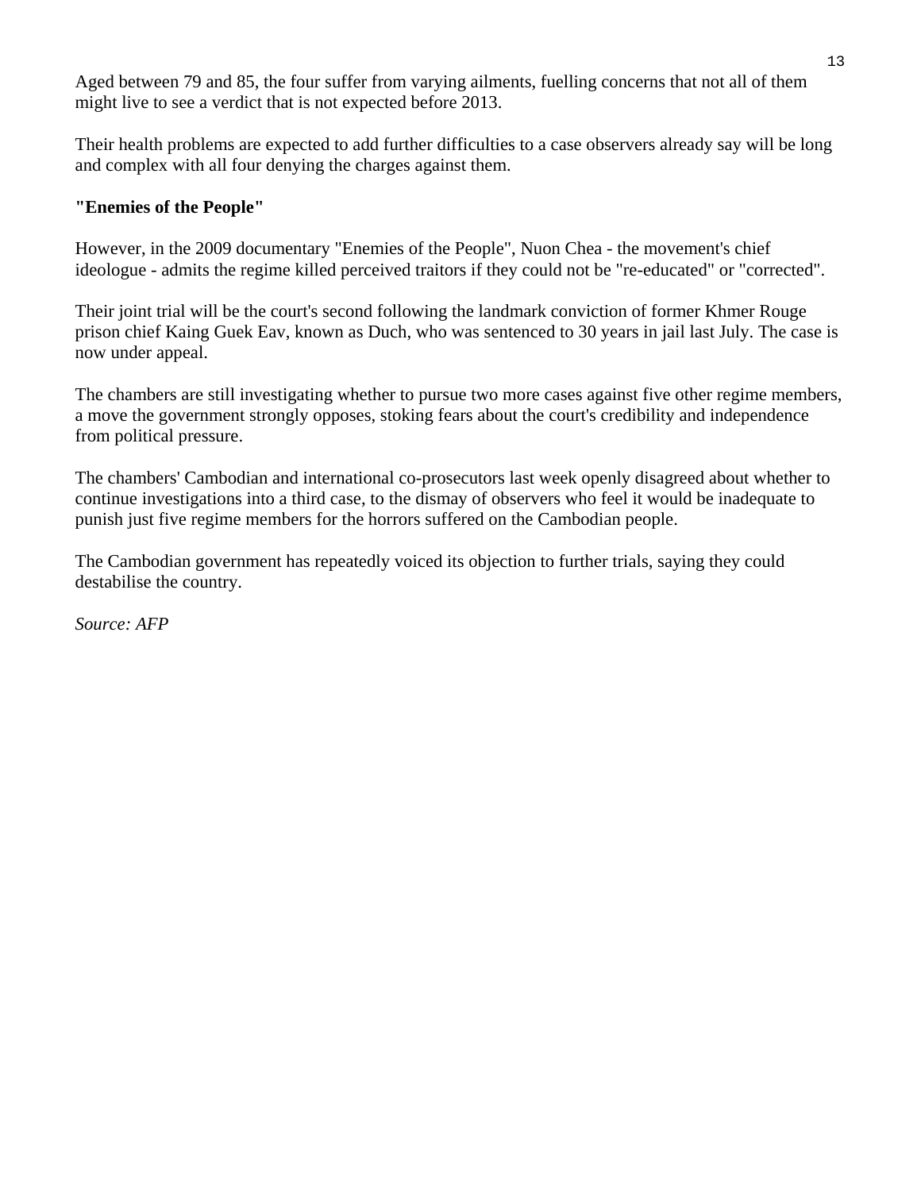Aged between 79 and 85, the four suffer from varying ailments, fuelling concerns that not all of them might live to see a verdict that is not expected before 2013.

Their health problems are expected to add further difficulties to a case observers already say will be long and complex with all four denying the charges against them.

**"Enemies of the People"**

However, in the 2009 documentary "Enemies of the People", Nuon Chea - the movement's chief ideologue - admits the regime killed perceived traitors if they could not be "re-educated" or "corrected".

Their joint trial will be the court's second following the landmark conviction of former Khmer Rouge prison chief Kaing Guek Eav, known as Duch, who was sentenced to 30 years in jail last July. The case is now under appeal.

The chambers are still investigating whether to pursue two more cases against five other regime members, a move the government strongly opposes, stoking fears about the court's credibility and independence from political pressure.

The chambers' Cambodian and international co-prosecutors last week openly disagreed about whether to continue investigations into a third case, to the dismay of observers who feel it would be inadequate to punish just five regime members for the horrors suffered on the Cambodian people.

The Cambodian government has repeatedly voiced its objection to further trials, saying they could destabilise the country.

*Source: AFP*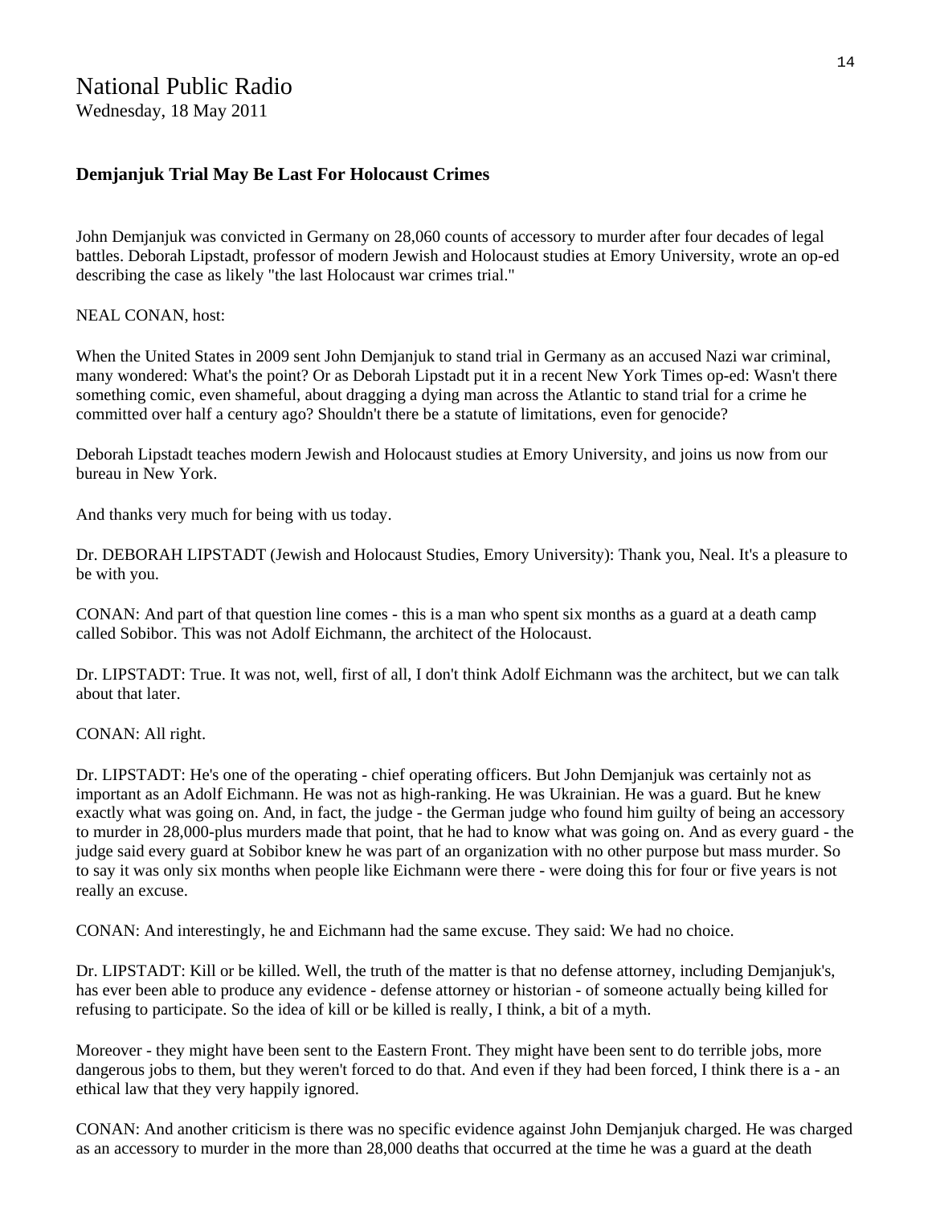National Public Radio
Wednesday, 18 May 2011

**Demjanjuk Trial May Be Last For Holocaust Crimes**

John Demjanjuk was convicted in Germany on 28,060 counts of accessory to murder after four decades of legal battles. Deborah Lipstadt, professor of modern Jewish and Holocaust studies at Emory University, wrote an op-ed describing the case as likely "the last Holocaust war crimes trial."

NEAL CONAN, host:

When the United States in 2009 sent John Demjanjuk to stand trial in Germany as an accused Nazi war criminal, many wondered: What's the point? Or as Deborah Lipstadt put it in a recent New York Times op-ed: Wasn't there something comic, even shameful, about dragging a dying man across the Atlantic to stand trial for a crime he committed over half a century ago? Shouldn't there be a statute of limitations, even for genocide?

Deborah Lipstadt teaches modern Jewish and Holocaust studies at Emory University, and joins us now from our bureau in New York.

And thanks very much for being with us today.

Dr. DEBORAH LIPSTADT (Jewish and Holocaust Studies, Emory University): Thank you, Neal. It's a pleasure to be with you.

CONAN: And part of that question line comes - this is a man who spent six months as a guard at a death camp called Sobibor. This was not Adolf Eichmann, the architect of the Holocaust.

Dr. LIPSTADT: True. It was not, well, first of all, I don't think Adolf Eichmann was the architect, but we can talk about that later.

CONAN: All right.

Dr. LIPSTADT: He's one of the operating - chief operating officers. But John Demjanjuk was certainly not as important as an Adolf Eichmann. He was not as high-ranking. He was Ukrainian. He was a guard. But he knew exactly what was going on. And, in fact, the judge - the German judge who found him guilty of being an accessory to murder in 28,000-plus murders made that point, that he had to know what was going on. And as every guard - the judge said every guard at Sobibor knew he was part of an organization with no other purpose but mass murder. So to say it was only six months when people like Eichmann were there - were doing this for four or five years is not really an excuse.

CONAN: And interestingly, he and Eichmann had the same excuse. They said: We had no choice.

Dr. LIPSTADT: Kill or be killed. Well, the truth of the matter is that no defense attorney, including Demjanjuk's, has ever been able to produce any evidence - defense attorney or historian - of someone actually being killed for refusing to participate. So the idea of kill or be killed is really, I think, a bit of a myth.

Moreover - they might have been sent to the Eastern Front. They might have been sent to do terrible jobs, more dangerous jobs to them, but they weren't forced to do that. And even if they had been forced, I think there is a - an ethical law that they very happily ignored.

CONAN: And another criticism is there was no specific evidence against John Demjanjuk charged. He was charged as an accessory to murder in the more than 28,000 deaths that occurred at the time he was a guard at the death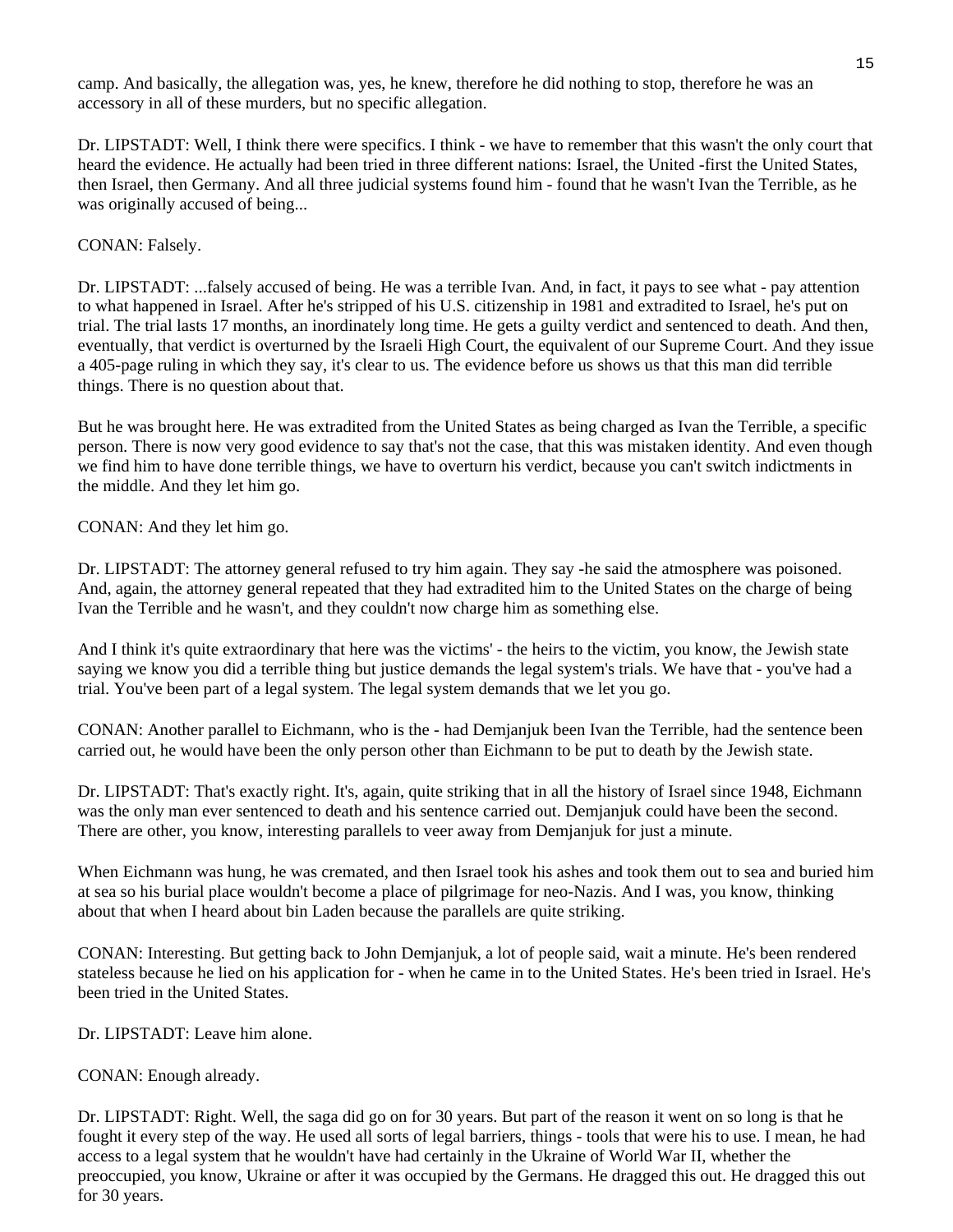camp. And basically, the allegation was, yes, he knew, therefore he did nothing to stop, therefore he was an accessory in all of these murders, but no specific allegation.

Dr. LIPSTADT: Well, I think there were specifics. I think - we have to remember that this wasn't the only court that heard the evidence. He actually had been tried in three different nations: Israel, the United -first the United States, then Israel, then Germany. And all three judicial systems found him - found that he wasn't Ivan the Terrible, as he was originally accused of being...

CONAN: Falsely.

Dr. LIPSTADT: ...falsely accused of being. He was a terrible Ivan. And, in fact, it pays to see what - pay attention to what happened in Israel. After he's stripped of his U.S. citizenship in 1981 and extradited to Israel, he's put on trial. The trial lasts 17 months, an inordinately long time. He gets a guilty verdict and sentenced to death. And then, eventually, that verdict is overturned by the Israeli High Court, the equivalent of our Supreme Court. And they issue a 405-page ruling in which they say, it's clear to us. The evidence before us shows us that this man did terrible things. There is no question about that.

But he was brought here. He was extradited from the United States as being charged as Ivan the Terrible, a specific person. There is now very good evidence to say that's not the case, that this was mistaken identity. And even though we find him to have done terrible things, we have to overturn his verdict, because you can't switch indictments in the middle. And they let him go.

CONAN: And they let him go.

Dr. LIPSTADT: The attorney general refused to try him again. They say -he said the atmosphere was poisoned. And, again, the attorney general repeated that they had extradited him to the United States on the charge of being Ivan the Terrible and he wasn't, and they couldn't now charge him as something else.

And I think it's quite extraordinary that here was the victims' - the heirs to the victim, you know, the Jewish state saying we know you did a terrible thing but justice demands the legal system's trials. We have that - you've had a trial. You've been part of a legal system. The legal system demands that we let you go.

CONAN: Another parallel to Eichmann, who is the - had Demjanjuk been Ivan the Terrible, had the sentence been carried out, he would have been the only person other than Eichmann to be put to death by the Jewish state.

Dr. LIPSTADT: That's exactly right. It's, again, quite striking that in all the history of Israel since 1948, Eichmann was the only man ever sentenced to death and his sentence carried out. Demjanjuk could have been the second. There are other, you know, interesting parallels to veer away from Demjanjuk for just a minute.

When Eichmann was hung, he was cremated, and then Israel took his ashes and took them out to sea and buried him at sea so his burial place wouldn't become a place of pilgrimage for neo-Nazis. And I was, you know, thinking about that when I heard about bin Laden because the parallels are quite striking.

CONAN: Interesting. But getting back to John Demjanjuk, a lot of people said, wait a minute. He's been rendered stateless because he lied on his application for - when he came in to the United States. He's been tried in Israel. He's been tried in the United States.

Dr. LIPSTADT: Leave him alone.

CONAN: Enough already.

Dr. LIPSTADT: Right. Well, the saga did go on for 30 years. But part of the reason it went on so long is that he fought it every step of the way. He used all sorts of legal barriers, things - tools that were his to use. I mean, he had access to a legal system that he wouldn't have had certainly in the Ukraine of World War II, whether the preoccupied, you know, Ukraine or after it was occupied by the Germans. He dragged this out. He dragged this out for 30 years.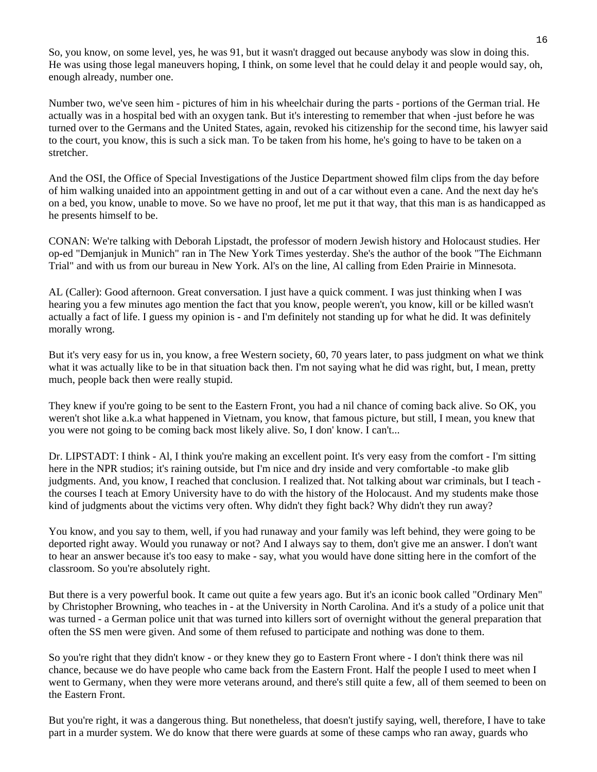So, you know, on some level, yes, he was 91, but it wasn't dragged out because anybody was slow in doing this. He was using those legal maneuvers hoping, I think, on some level that he could delay it and people would say, oh, enough already, number one.

Number two, we've seen him - pictures of him in his wheelchair during the parts - portions of the German trial. He actually was in a hospital bed with an oxygen tank. But it's interesting to remember that when -just before he was turned over to the Germans and the United States, again, revoked his citizenship for the second time, his lawyer said to the court, you know, this is such a sick man. To be taken from his home, he's going to have to be taken on a stretcher.

And the OSI, the Office of Special Investigations of the Justice Department showed film clips from the day before of him walking unaided into an appointment getting in and out of a car without even a cane. And the next day he's on a bed, you know, unable to move. So we have no proof, let me put it that way, that this man is as handicapped as he presents himself to be.

CONAN: We're talking with Deborah Lipstadt, the professor of modern Jewish history and Holocaust studies. Her op-ed "Demjanjuk in Munich" ran in The New York Times yesterday. She's the author of the book "The Eichmann Trial" and with us from our bureau in New York. Al's on the line, Al calling from Eden Prairie in Minnesota.

AL (Caller): Good afternoon. Great conversation. I just have a quick comment. I was just thinking when I was hearing you a few minutes ago mention the fact that you know, people weren't, you know, kill or be killed wasn't actually a fact of life. I guess my opinion is - and I'm definitely not standing up for what he did. It was definitely morally wrong.

But it's very easy for us in, you know, a free Western society, 60, 70 years later, to pass judgment on what we think what it was actually like to be in that situation back then. I'm not saying what he did was right, but, I mean, pretty much, people back then were really stupid.

They knew if you're going to be sent to the Eastern Front, you had a nil chance of coming back alive. So OK, you weren't shot like a.k.a what happened in Vietnam, you know, that famous picture, but still, I mean, you knew that you were not going to be coming back most likely alive. So, I don' know. I can't...

Dr. LIPSTADT: I think - Al, I think you're making an excellent point. It's very easy from the comfort - I'm sitting here in the NPR studios; it's raining outside, but I'm nice and dry inside and very comfortable -to make glib judgments. And, you know, I reached that conclusion. I realized that. Not talking about war criminals, but I teach - the courses I teach at Emory University have to do with the history of the Holocaust. And my students make those kind of judgments about the victims very often. Why didn't they fight back? Why didn't they run away?

You know, and you say to them, well, if you had runaway and your family was left behind, they were going to be deported right away. Would you runaway or not? And I always say to them, don't give me an answer. I don't want to hear an answer because it's too easy to make - say, what you would have done sitting here in the comfort of the classroom. So you're absolutely right.

But there is a very powerful book. It came out quite a few years ago. But it's an iconic book called "Ordinary Men" by Christopher Browning, who teaches in - at the University in North Carolina. And it's a study of a police unit that was turned - a German police unit that was turned into killers sort of overnight without the general preparation that often the SS men were given. And some of them refused to participate and nothing was done to them.

So you're right that they didn't know - or they knew they go to Eastern Front where - I don't think there was nil chance, because we do have people who came back from the Eastern Front. Half the people I used to meet when I went to Germany, when they were more veterans around, and there's still quite a few, all of them seemed to been on the Eastern Front.

But you're right, it was a dangerous thing. But nonetheless, that doesn't justify saying, well, therefore, I have to take part in a murder system. We do know that there were guards at some of these camps who ran away, guards who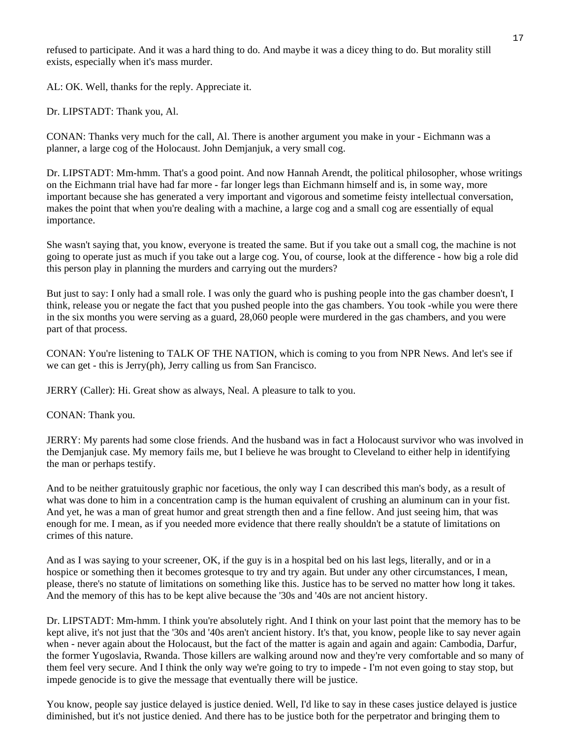refused to participate. And it was a hard thing to do. And maybe it was a dicey thing to do. But morality still exists, especially when it's mass murder.

AL: OK. Well, thanks for the reply. Appreciate it.

Dr. LIPSTADT: Thank you, Al.

CONAN: Thanks very much for the call, Al. There is another argument you make in your - Eichmann was a planner, a large cog of the Holocaust. John Demjanjuk, a very small cog.

Dr. LIPSTADT: Mm-hmm. That's a good point. And now Hannah Arendt, the political philosopher, whose writings on the Eichmann trial have had far more - far longer legs than Eichmann himself and is, in some way, more important because she has generated a very important and vigorous and sometime feisty intellectual conversation, makes the point that when you're dealing with a machine, a large cog and a small cog are essentially of equal importance.

She wasn't saying that, you know, everyone is treated the same. But if you take out a small cog, the machine is not going to operate just as much if you take out a large cog. You, of course, look at the difference - how big a role did this person play in planning the murders and carrying out the murders?

But just to say: I only had a small role. I was only the guard who is pushing people into the gas chamber doesn't, I think, release you or negate the fact that you pushed people into the gas chambers. You took -while you were there in the six months you were serving as a guard, 28,060 people were murdered in the gas chambers, and you were part of that process.

CONAN: You're listening to TALK OF THE NATION, which is coming to you from NPR News. And let's see if we can get - this is Jerry(ph), Jerry calling us from San Francisco.

JERRY (Caller): Hi. Great show as always, Neal. A pleasure to talk to you.

CONAN: Thank you.

JERRY: My parents had some close friends. And the husband was in fact a Holocaust survivor who was involved in the Demjanjuk case. My memory fails me, but I believe he was brought to Cleveland to either help in identifying the man or perhaps testify.

And to be neither gratuitously graphic nor facetious, the only way I can described this man's body, as a result of what was done to him in a concentration camp is the human equivalent of crushing an aluminum can in your fist. And yet, he was a man of great humor and great strength then and a fine fellow. And just seeing him, that was enough for me. I mean, as if you needed more evidence that there really shouldn't be a statute of limitations on crimes of this nature.

And as I was saying to your screener, OK, if the guy is in a hospital bed on his last legs, literally, and or in a hospice or something then it becomes grotesque to try and try again. But under any other circumstances, I mean, please, there's no statute of limitations on something like this. Justice has to be served no matter how long it takes. And the memory of this has to be kept alive because the '30s and '40s are not ancient history.

Dr. LIPSTADT: Mm-hmm. I think you're absolutely right. And I think on your last point that the memory has to be kept alive, it's not just that the '30s and '40s aren't ancient history. It's that, you know, people like to say never again when - never again about the Holocaust, but the fact of the matter is again and again and again: Cambodia, Darfur, the former Yugoslavia, Rwanda. Those killers are walking around now and they're very comfortable and so many of them feel very secure. And I think the only way we're going to try to impede - I'm not even going to stay stop, but impede genocide is to give the message that eventually there will be justice.

You know, people say justice delayed is justice denied. Well, I'd like to say in these cases justice delayed is justice diminished, but it's not justice denied. And there has to be justice both for the perpetrator and bringing them to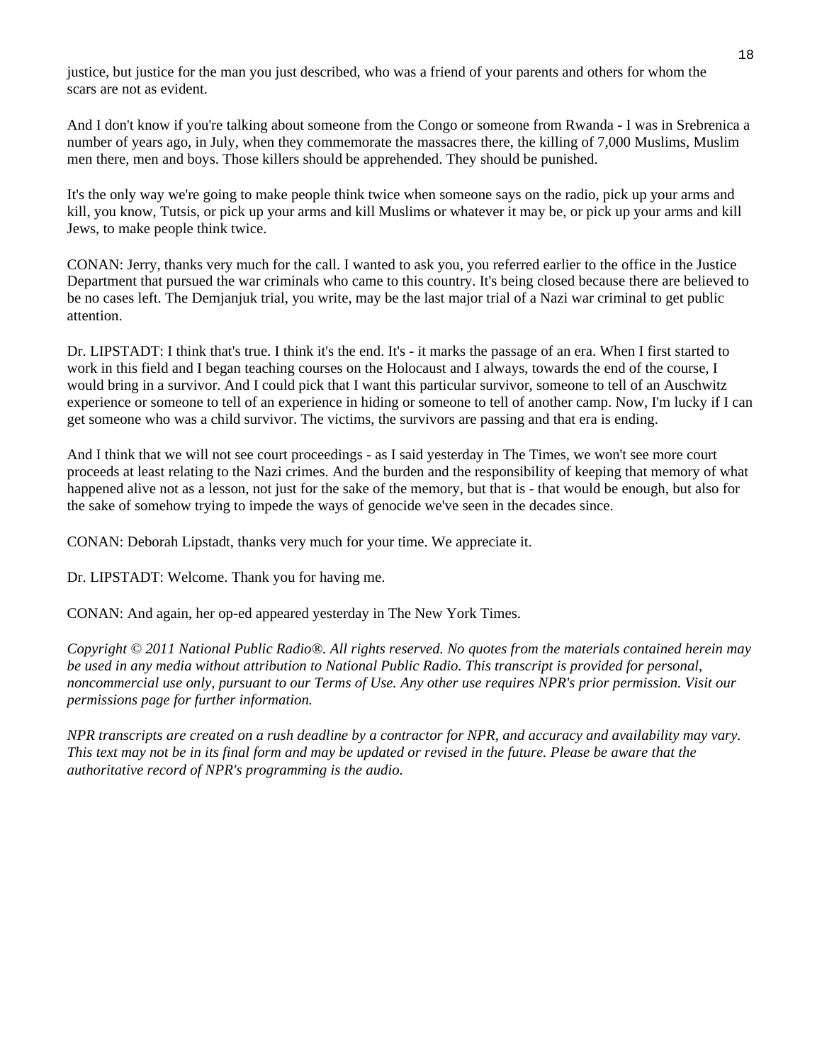justice, but justice for the man you just described, who was a friend of your parents and others for whom the scars are not as evident.

And I don't know if you're talking about someone from the Congo or someone from Rwanda - I was in Srebrenica a number of years ago, in July, when they commemorate the massacres there, the killing of 7,000 Muslims, Muslim men there, men and boys. Those killers should be apprehended. They should be punished.

It's the only way we're going to make people think twice when someone says on the radio, pick up your arms and kill, you know, Tutsis, or pick up your arms and kill Muslims or whatever it may be, or pick up your arms and kill Jews, to make people think twice.

CONAN: Jerry, thanks very much for the call. I wanted to ask you, you referred earlier to the office in the Justice Department that pursued the war criminals who came to this country. It's being closed because there are believed to be no cases left. The Demjanjuk trial, you write, may be the last major trial of a Nazi war criminal to get public attention.

Dr. LIPSTADT: I think that's true. I think it's the end. It's - it marks the passage of an era. When I first started to work in this field and I began teaching courses on the Holocaust and I always, towards the end of the course, I would bring in a survivor. And I could pick that I want this particular survivor, someone to tell of an Auschwitz experience or someone to tell of an experience in hiding or someone to tell of another camp. Now, I'm lucky if I can get someone who was a child survivor. The victims, the survivors are passing and that era is ending.

And I think that we will not see court proceedings - as I said yesterday in The Times, we won't see more court proceeds at least relating to the Nazi crimes. And the burden and the responsibility of keeping that memory of what happened alive not as a lesson, not just for the sake of the memory, but that is - that would be enough, but also for the sake of somehow trying to impede the ways of genocide we've seen in the decades since.

CONAN: Deborah Lipstadt, thanks very much for your time. We appreciate it.

Dr. LIPSTADT: Welcome. Thank you for having me.

CONAN: And again, her op-ed appeared yesterday in The New York Times.

*Copyright © 2011 National Public Radio®. All rights reserved. No quotes from the materials contained herein may be used in any media without attribution to National Public Radio. This transcript is provided for personal, noncommercial use only, pursuant to our Terms of Use. Any other use requires NPR's prior permission. Visit our permissions page for further information.*

*NPR transcripts are created on a rush deadline by a contractor for NPR, and accuracy and availability may vary. This text may not be in its final form and may be updated or revised in the future. Please be aware that the authoritative record of NPR's programming is the audio.*